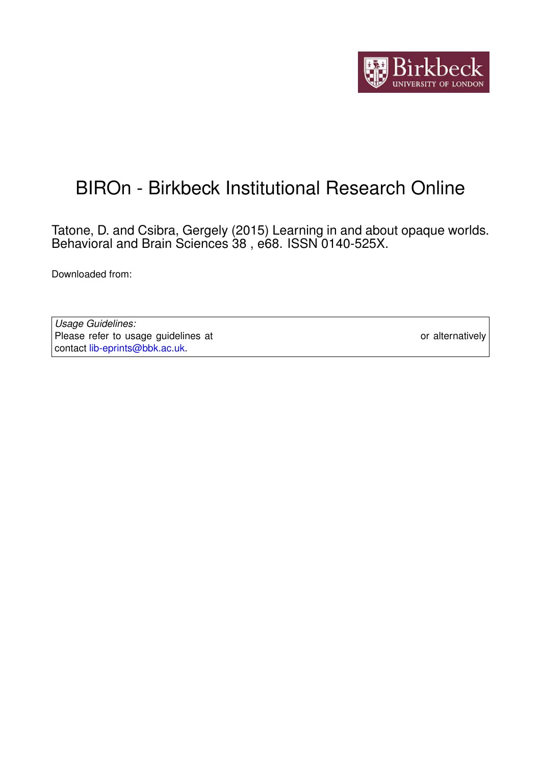Birkbeck UNIVERSITY OF LONDON

# BIROn - Birkbeck Institutional Research Online

Tatone, D. and Csibra, Gergely (2015) Learning in and about opaque worlds. Behavioral and Brain Sciences 38 , e68. ISSN 0140-525X.

Downloaded from:

| *Usage Guidelines:* |
| --- |
| Please refer to usage guidelines at or alternatively contact lib-eprints@bbk.ac.uk. |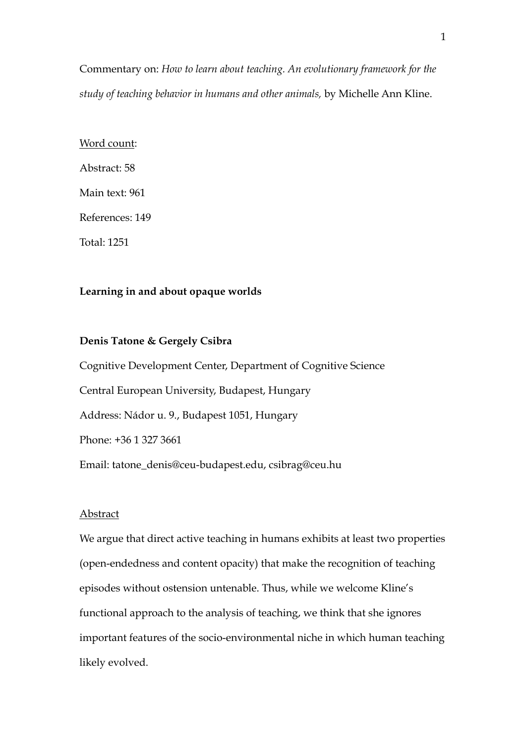Commentary on: *How to learn about teaching. An evolutionary framework for the study of teaching behavior in humans and other animals,* by Michelle Ann Kline.

Word count:

Abstract: 58

Main text: 961

References: 149

Total: 1251

**Learning in and about opaque worlds**

**Denis Tatone & Gergely Csibra**

Cognitive Development Center, Department of Cognitive Science

Central European University, Budapest, Hungary

Address: Nádor u. 9., Budapest 1051, Hungary

Phone: +36 1 327 3661

Email: tatone_denis@ceu-budapest.edu, csibrag@ceu.hu

Abstract

We argue that direct active teaching in humans exhibits at least two properties (open-endedness and content opacity) that make the recognition of teaching episodes without ostension untenable. Thus, while we welcome Kline's functional approach to the analysis of teaching, we think that she ignores important features of the socio-environmental niche in which human teaching likely evolved.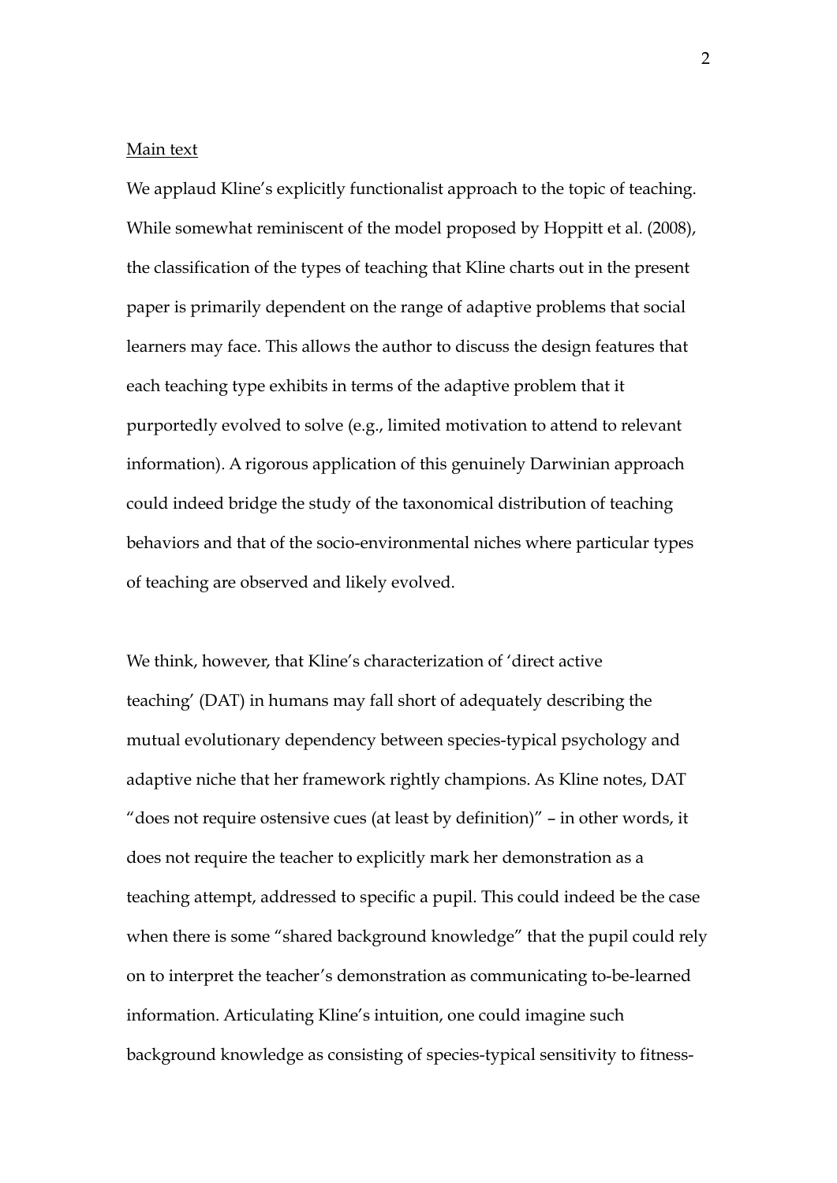Main text

We applaud Kline's explicitly functionalist approach to the topic of teaching. While somewhat reminiscent of the model proposed by Hoppitt et al. (2008), the classification of the types of teaching that Kline charts out in the present paper is primarily dependent on the range of adaptive problems that social learners may face. This allows the author to discuss the design features that each teaching type exhibits in terms of the adaptive problem that it purportedly evolved to solve (e.g., limited motivation to attend to relevant information). A rigorous application of this genuinely Darwinian approach could indeed bridge the study of the taxonomical distribution of teaching behaviors and that of the socio-environmental niches where particular types of teaching are observed and likely evolved.

We think, however, that Kline's characterization of 'direct active teaching' (DAT) in humans may fall short of adequately describing the mutual evolutionary dependency between species-typical psychology and adaptive niche that her framework rightly champions. As Kline notes, DAT "does not require ostensive cues (at least by definition)" – in other words, it does not require the teacher to explicitly mark her demonstration as a teaching attempt, addressed to specific a pupil. This could indeed be the case when there is some "shared background knowledge" that the pupil could rely on to interpret the teacher's demonstration as communicating to-be-learned information. Articulating Kline's intuition, one could imagine such background knowledge as consisting of species-typical sensitivity to fitness-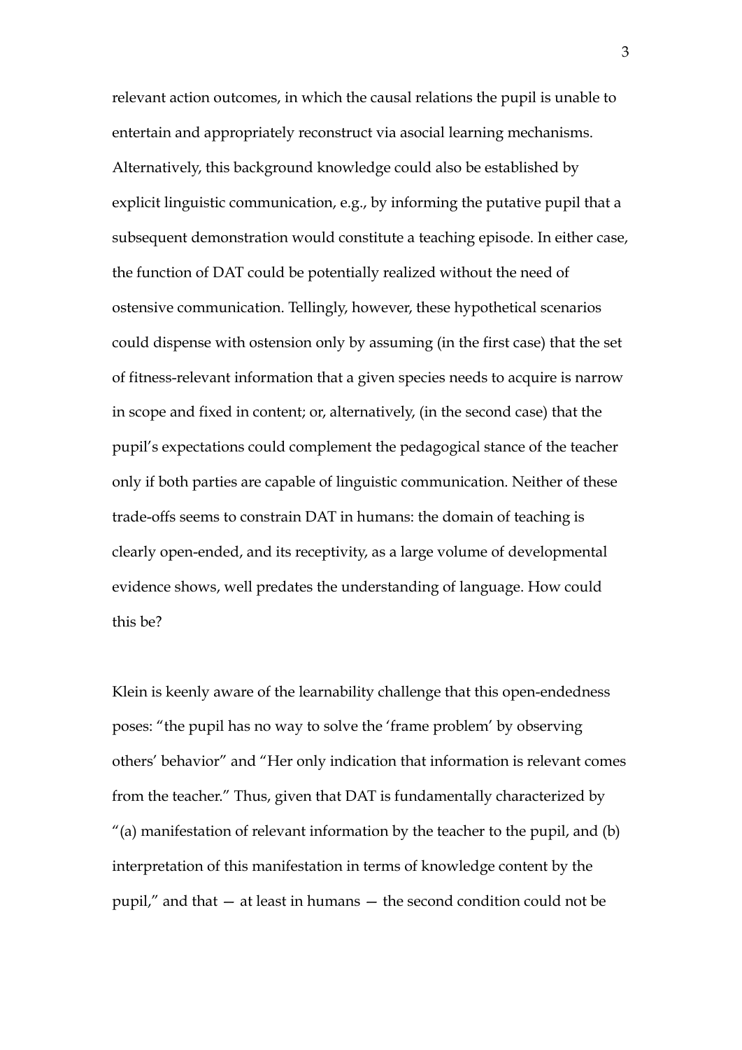relevant action outcomes, in which the causal relations the pupil is unable to entertain and appropriately reconstruct via asocial learning mechanisms. Alternatively, this background knowledge could also be established by explicit linguistic communication, e.g., by informing the putative pupil that a subsequent demonstration would constitute a teaching episode. In either case, the function of DAT could be potentially realized without the need of ostensive communication. Tellingly, however, these hypothetical scenarios could dispense with ostension only by assuming (in the first case) that the set of fitness-relevant information that a given species needs to acquire is narrow in scope and fixed in content; or, alternatively, (in the second case) that the pupil's expectations could complement the pedagogical stance of the teacher only if both parties are capable of linguistic communication. Neither of these trade-offs seems to constrain DAT in humans: the domain of teaching is clearly open-ended, and its receptivity, as a large volume of developmental evidence shows, well predates the understanding of language. How could this be?

Klein is keenly aware of the learnability challenge that this open-endedness poses: "the pupil has no way to solve the 'frame problem' by observing others' behavior" and "Her only indication that information is relevant comes from the teacher." Thus, given that DAT is fundamentally characterized by "(a) manifestation of relevant information by the teacher to the pupil, and (b) interpretation of this manifestation in terms of knowledge content by the pupil," and that — at least in humans — the second condition could not be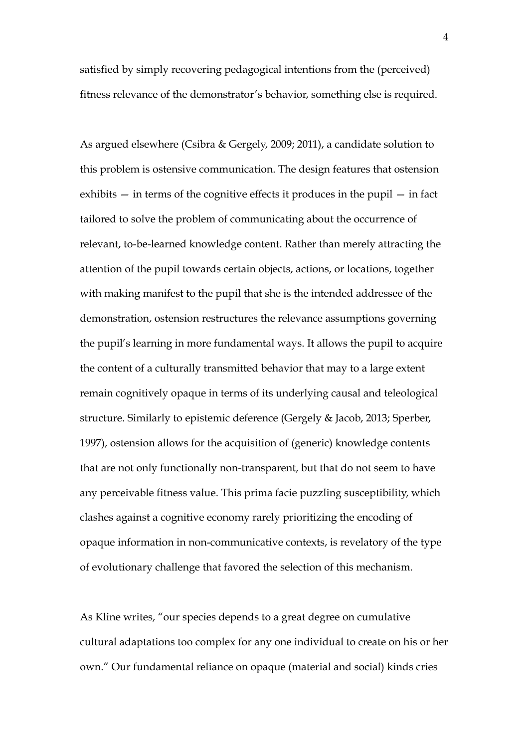satisfied by simply recovering pedagogical intentions from the (perceived) fitness relevance of the demonstrator's behavior, something else is required.

As argued elsewhere (Csibra & Gergely, 2009; 2011), a candidate solution to this problem is ostensive communication. The design features that ostension exhibits — in terms of the cognitive effects it produces in the pupil — in fact tailored to solve the problem of communicating about the occurrence of relevant, to-be-learned knowledge content. Rather than merely attracting the attention of the pupil towards certain objects, actions, or locations, together with making manifest to the pupil that she is the intended addressee of the demonstration, ostension restructures the relevance assumptions governing the pupil's learning in more fundamental ways. It allows the pupil to acquire the content of a culturally transmitted behavior that may to a large extent remain cognitively opaque in terms of its underlying causal and teleological structure. Similarly to epistemic deference (Gergely & Jacob, 2013; Sperber, 1997), ostension allows for the acquisition of (generic) knowledge contents that are not only functionally non-transparent, but that do not seem to have any perceivable fitness value. This prima facie puzzling susceptibility, which clashes against a cognitive economy rarely prioritizing the encoding of opaque information in non-communicative contexts, is revelatory of the type of evolutionary challenge that favored the selection of this mechanism.

As Kline writes, "our species depends to a great degree on cumulative cultural adaptations too complex for any one individual to create on his or her own." Our fundamental reliance on opaque (material and social) kinds cries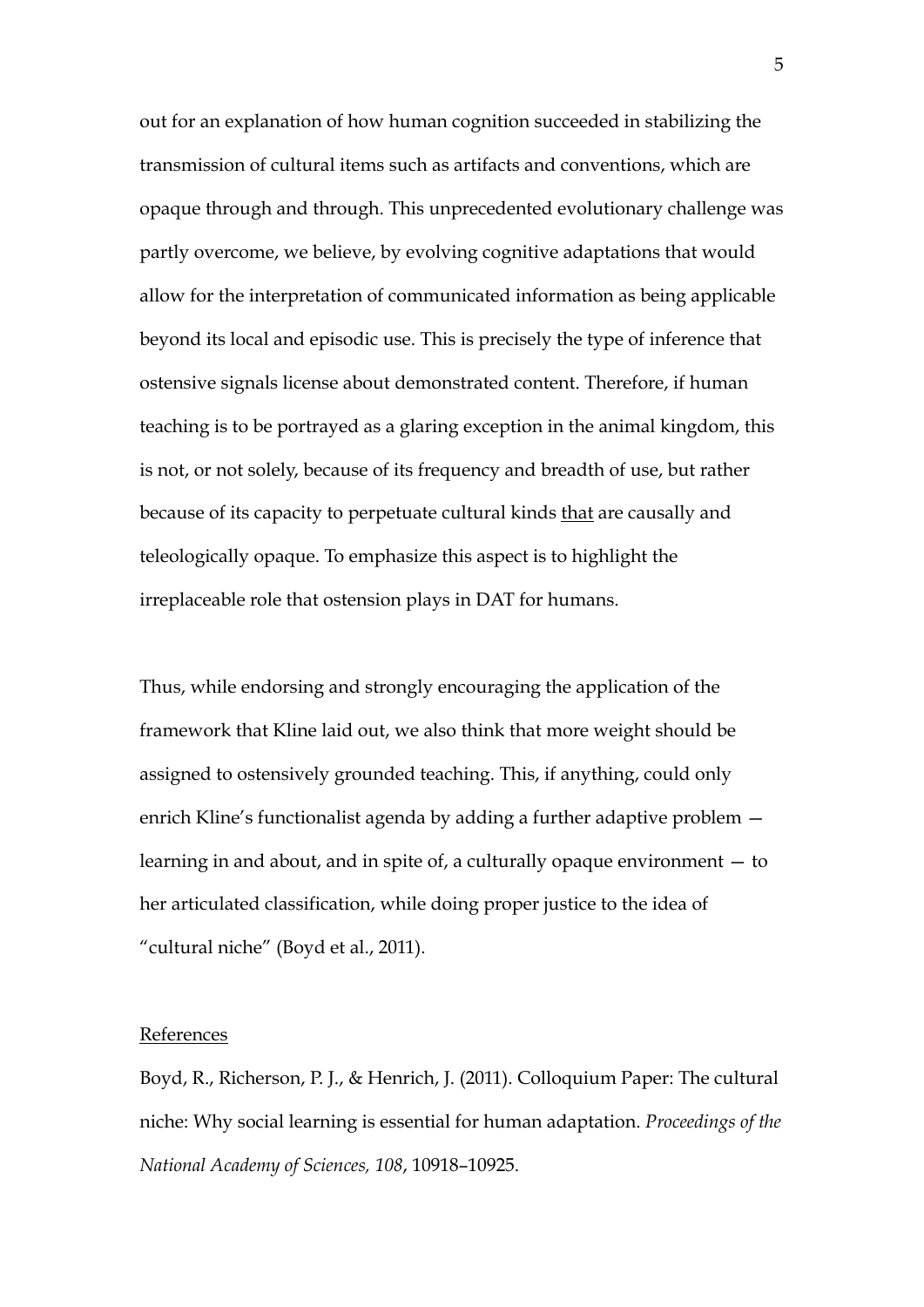out for an explanation of how human cognition succeeded in stabilizing the transmission of cultural items such as artifacts and conventions, which are opaque through and through. This unprecedented evolutionary challenge was partly overcome, we believe, by evolving cognitive adaptations that would allow for the interpretation of communicated information as being applicable beyond its local and episodic use. This is precisely the type of inference that ostensive signals license about demonstrated content. Therefore, if human teaching is to be portrayed as a glaring exception in the animal kingdom, this is not, or not solely, because of its frequency and breadth of use, but rather because of its capacity to perpetuate cultural kinds <u>that</u> are causally and teleologically opaque. To emphasize this aspect is to highlight the irreplaceable role that ostension plays in DAT for humans.

Thus, while endorsing and strongly encouraging the application of the framework that Kline laid out, we also think that more weight should be assigned to ostensively grounded teaching. This, if anything, could only enrich Kline's functionalist agenda by adding a further adaptive problem — learning in and about, and in spite of, a culturally opaque environment — to her articulated classification, while doing proper justice to the idea of "cultural niche" (Boyd et al., 2011).

## References

Boyd, R., Richerson, P. J., & Henrich, J. (2011). Colloquium Paper: The cultural niche: Why social learning is essential for human adaptation. *Proceedings of the National Academy of Sciences, 108*, 10918–10925.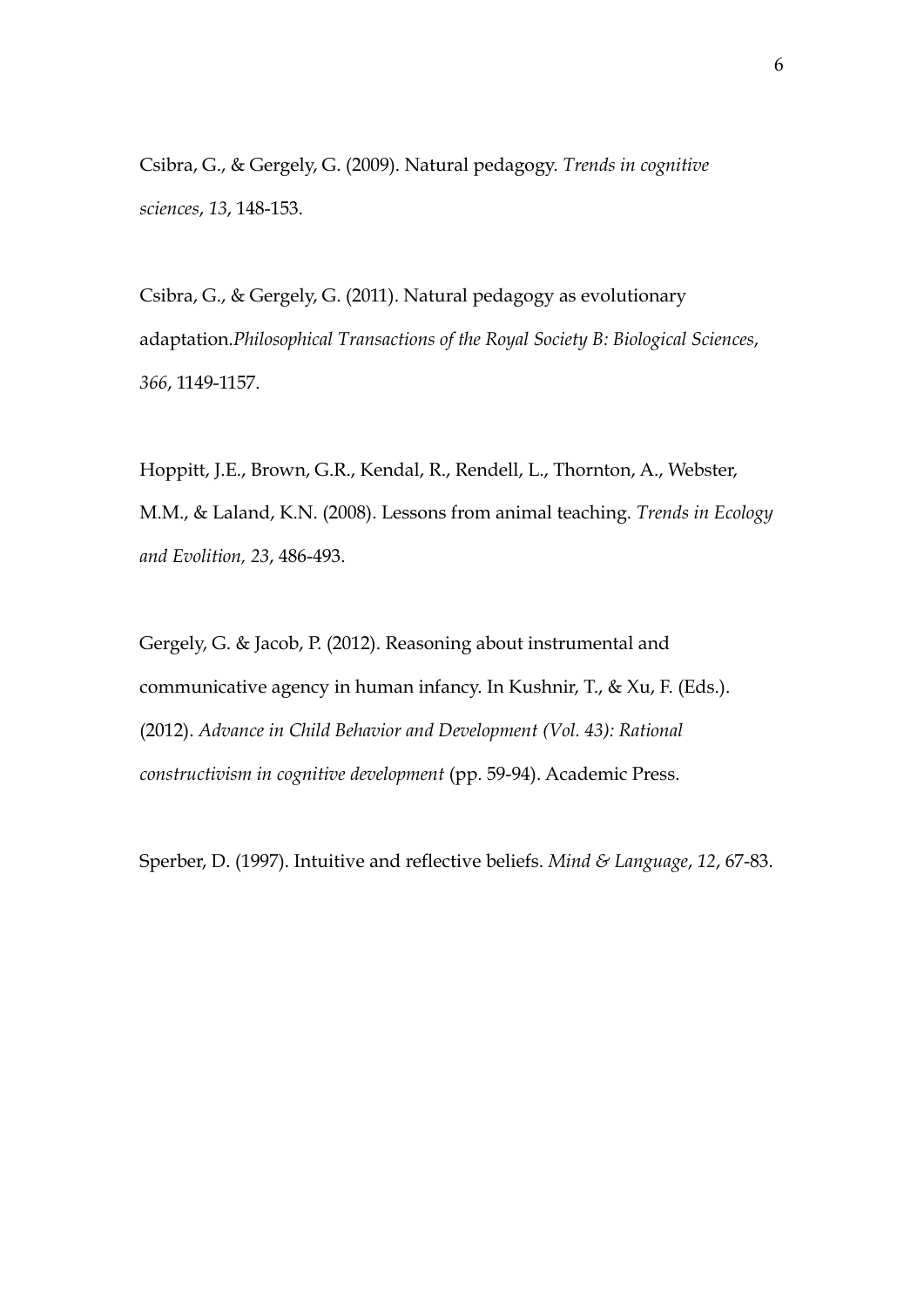Csibra, G., & Gergely, G. (2009). Natural pedagogy. *Trends in cognitive sciences*, *13*, 148-153.

Csibra, G., & Gergely, G. (2011). Natural pedagogy as evolutionary adaptation.*Philosophical Transactions of the Royal Society B: Biological Sciences*, *366*, 1149-1157.

Hoppitt, J.E., Brown, G.R., Kendal, R., Rendell, L., Thornton, A., Webster, M.M., & Laland, K.N. (2008). Lessons from animal teaching. *Trends in Ecology and Evolition, 23*, 486-493.

Gergely, G. & Jacob, P. (2012). Reasoning about instrumental and communicative agency in human infancy. In Kushnir, T., & Xu, F. (Eds.). (2012). *Advance in Child Behavior and Development (Vol. 43): Rational constructivism in cognitive development* (pp. 59-94). Academic Press.

Sperber, D. (1997). Intuitive and reflective beliefs. *Mind & Language*, *12*, 67-83.